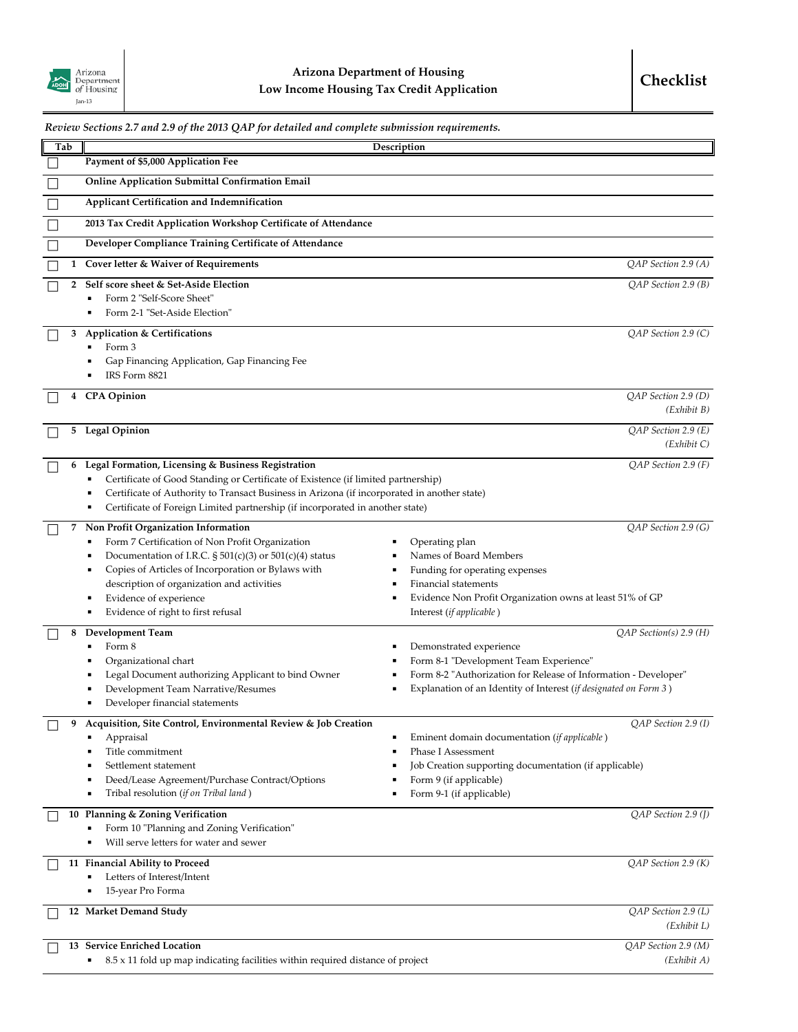Arizona Department of Housing
Jan-13

# Arizona Department of Housing
## Low Income Housing Tax Credit Application

# Checklist

*Review Sections 2.7 and 2.9 of the 2013 QAP for detailed and complete submission requirements.*

| Tab | Description | |
|---|---|---|
| ☐ | **Payment of $5,000 Application Fee** | |
| ☐ | **Online Application Submittal Confirmation Email** | |
| ☐ | **Applicant Certification and Indemnification** | |
| ☐ | **2013 Tax Credit Application Workshop Certificate of Attendance** | |
| ☐ | **Developer Compliance Training Certificate of Attendance** | |
| ☐ 1 | **Cover letter & Waiver of Requirements** | *QAP Section 2.9 (A)* |
| ☐ 2 | **Self score sheet & Set-Aside Election**<br>▪ Form 2 "Self-Score Sheet"<br>▪ Form 2-1 "Set-Aside Election" | *QAP Section 2.9 (B)* |
| ☐ 3 | **Application & Certifications**<br>▪ Form 3<br>▪ Gap Financing Application, Gap Financing Fee<br>▪ IRS Form 8821 | *QAP Section 2.9 (C)* |
| ☐ 4 | **CPA Opinion** | *QAP Section 2.9 (D) (Exhibit B)* |
| ☐ 5 | **Legal Opinion** | *QAP Section 2.9 (E) (Exhibit C)* |
| ☐ 6 | **Legal Formation, Licensing & Business Registration**<br>▪ Certificate of Good Standing or Certificate of Existence (if limited partnership)<br>▪ Certificate of Authority to Transact Business in Arizona (if incorporated in another state)<br>▪ Certificate of Foreign Limited partnership (if incorporated in another state) | *QAP Section 2.9 (F)* |
| ☐ 7 | **Non Profit Organization Information**<br>▪ Form 7 Certification of Non Profit Organization<br>▪ Documentation of I.R.C. § 501(c)(3) or 501(c)(4) status<br>▪ Copies of Articles of Incorporation or Bylaws with description of organization and activities<br>▪ Evidence of experience<br>▪ Evidence of right to first refusal<br>▪ Operating plan<br>▪ Names of Board Members<br>▪ Funding for operating expenses<br>▪ Financial statements<br>▪ Evidence Non Profit Organization owns at least 51% of GP Interest (*if applicable*) | *QAP Section 2.9 (G)* |
| ☐ 8 | **Development Team**<br>▪ Form 8<br>▪ Organizational chart<br>▪ Legal Document authorizing Applicant to bind Owner<br>▪ Development Team Narrative/Resumes<br>▪ Developer financial statements<br>▪ Demonstrated experience<br>▪ Form 8-1 "Development Team Experience"<br>▪ Form 8-2 "Authorization for Release of Information - Developer"<br>▪ Explanation of an Identity of Interest (*if designated on Form 3*) | *QAP Section(s) 2.9 (H)* |
| ☐ 9 | **Acquisition, Site Control, Environmental Review & Job Creation**<br>▪ Appraisal<br>▪ Title commitment<br>▪ Settlement statement<br>▪ Deed/Lease Agreement/Purchase Contract/Options<br>▪ Tribal resolution (*if on Tribal land*)<br>▪ Eminent domain documentation (*if applicable*)<br>▪ Phase I Assessment<br>▪ Job Creation supporting documentation (if applicable)<br>▪ Form 9 (if applicable)<br>▪ Form 9-1 (if applicable) | *QAP Section 2.9 (I)* |
| ☐ 10 | **Planning & Zoning Verification**<br>▪ Form 10 "Planning and Zoning Verification"<br>▪ Will serve letters for water and sewer | *QAP Section 2.9 (J)* |
| ☐ 11 | **Financial Ability to Proceed**<br>▪ Letters of Interest/Intent<br>▪ 15-year Pro Forma | *QAP Section 2.9 (K)* |
| ☐ 12 | **Market Demand Study** | *QAP Section 2.9 (L) (Exhibit L)* |
| ☐ 13 | **Service Enriched Location**<br>▪ 8.5 x 11 fold up map indicating facilities within required distance of project | *QAP Section 2.9 (M) (Exhibit A)* |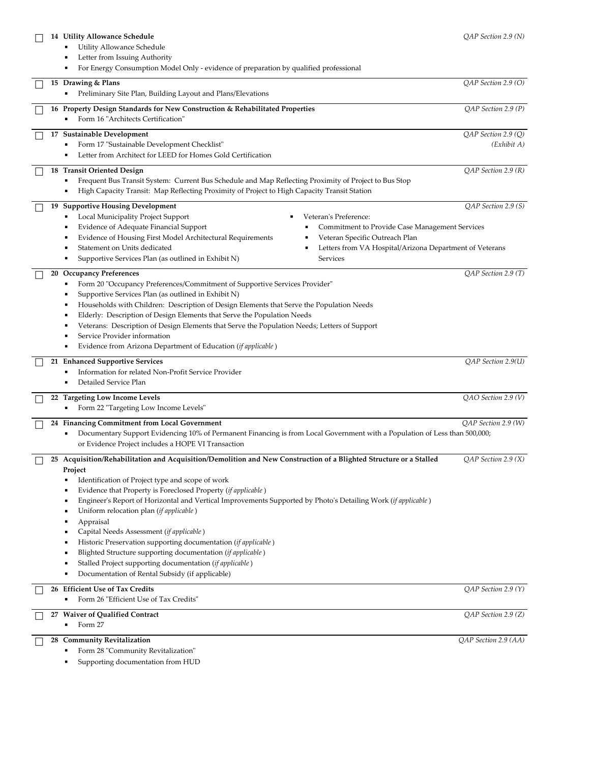- [ ] **14 Utility Allowance Schedule** — *QAP Section 2.9 (N)*
  - Utility Allowance Schedule
  - Letter from Issuing Authority
  - For Energy Consumption Model Only - evidence of preparation by qualified professional

- [ ] **15 Drawing & Plans** — *QAP Section 2.9 (O)*
  - Preliminary Site Plan, Building Layout and Plans/Elevations

- [ ] **16 Property Design Standards for New Construction & Rehabilitated Properties** — *QAP Section 2.9 (P)*
  - Form 16 "Architects Certification"

- [ ] **17 Sustainable Development** — *QAP Section 2.9 (Q) (Exhibit A)*
  - Form 17 "Sustainable Development Checklist"
  - Letter from Architect for LEED for Homes Gold Certification

- [ ] **18 Transit Oriented Design** — *QAP Section 2.9 (R)*
  - Frequent Bus Transit System: Current Bus Schedule and Map Reflecting Proximity of Project to Bus Stop
  - High Capacity Transit: Map Reflecting Proximity of Project to High Capacity Transit Station

- [ ] **19 Supportive Housing Development** — *QAP Section 2.9 (S)*
  - Local Municipality Project Support
  - Evidence of Adequate Financial Support
  - Evidence of Housing First Model Architectural Requirements
  - Statement on Units dedicated
  - Supportive Services Plan (as outlined in Exhibit N)
  - Veteran's Preference:
    - Commitment to Provide Case Management Services
    - Veteran Specific Outreach Plan
    - Letters from VA Hospital/Arizona Department of Veterans Services

- [ ] **20 Occupancy Preferences** — *QAP Section 2.9 (T)*
  - Form 20 "Occupancy Preferences/Commitment of Supportive Services Provider"
  - Supportive Services Plan (as outlined in Exhibit N)
  - Households with Children: Description of Design Elements that Serve the Population Needs
  - Elderly: Description of Design Elements that Serve the Population Needs
  - Veterans: Description of Design Elements that Serve the Population Needs; Letters of Support
  - Service Provider information
  - Evidence from Arizona Department of Education (*if applicable*)

- [ ] **21 Enhanced Supportive Services** — *QAP Section 2.9(U)*
  - Information for related Non-Profit Service Provider
  - Detailed Service Plan

- [ ] **22 Targeting Low Income Levels** — *QAO Section 2.9 (V)*
  - Form 22 "Targeting Low Income Levels"

- [ ] **24 Financing Commitment from Local Government** — *QAP Section 2.9 (W)*
  - Documentary Support Evidencing 10% of Permanent Financing is from Local Government with a Population of Less than 500,000; or Evidence Project includes a HOPE VI Transaction

- [ ] **25 Acquisition/Rehabilitation and Acquisition/Demolition and New Construction of a Blighted Structure or a Stalled Project** — *QAP Section 2.9 (X)*
  - Identification of Project type and scope of work
  - Evidence that Property is Foreclosed Property (*if applicable*)
  - Engineer's Report of Horizontal and Vertical Improvements Supported by Photo's Detailing Work (*if applicable*)
  - Uniform relocation plan (*if applicable*)
  - Appraisal
  - Capital Needs Assessment (*if applicable*)
  - Historic Preservation supporting documentation (*if applicable*)
  - Blighted Structure supporting documentation (*if applicable*)
  - Stalled Project supporting documentation (*if applicable*)
  - Documentation of Rental Subsidy (if applicable)

- [ ] **26 Efficient Use of Tax Credits** — *QAP Section 2.9 (Y)*
  - Form 26 "Efficient Use of Tax Credits"

- [ ] **27 Waiver of Qualified Contract** — *QAP Section 2.9 (Z)*
  - Form 27

- [ ] **28 Community Revitalization** — *QAP Section 2.9 (AA)*
  - Form 28 "Community Revitalization"
  - Supporting documentation from HUD